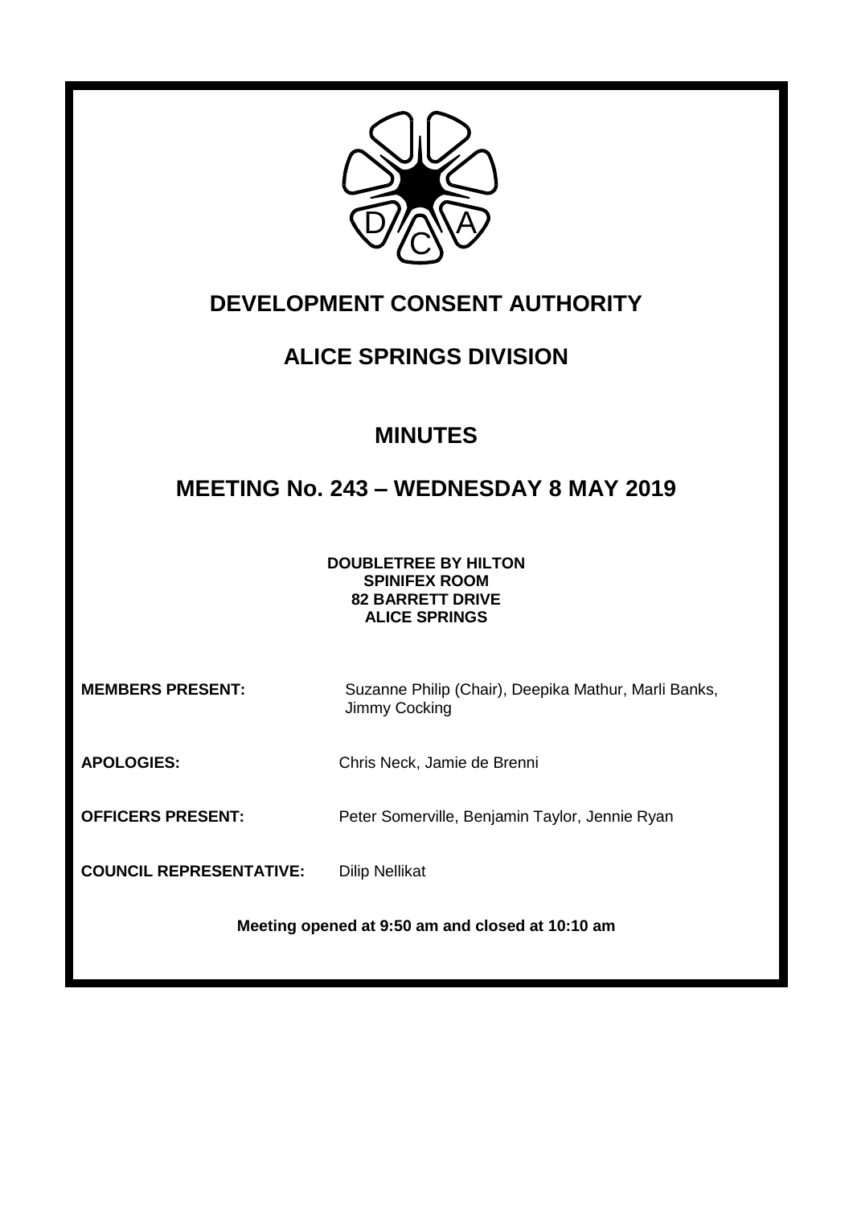# DEVELOPMENT CONSENT AUTHORITY

## ALICE SPRINGS DIVISION

## MINUTES

## MEETING No. 243 – WEDNESDAY 8 MAY 2019

**DOUBLETREE BY HILTON**
**SPINIFEX ROOM**
**82 BARRETT DRIVE**
**ALICE SPRINGS**

**MEMBERS PRESENT:** Suzanne Philip (Chair), Deepika Mathur, Marli Banks, Jimmy Cocking

**APOLOGIES:** Chris Neck, Jamie de Brenni

**OFFICERS PRESENT:** Peter Somerville, Benjamin Taylor, Jennie Ryan

**COUNCIL REPRESENTATIVE:** Dilip Nellikat

**Meeting opened at 9:50 am and closed at 10:10 am**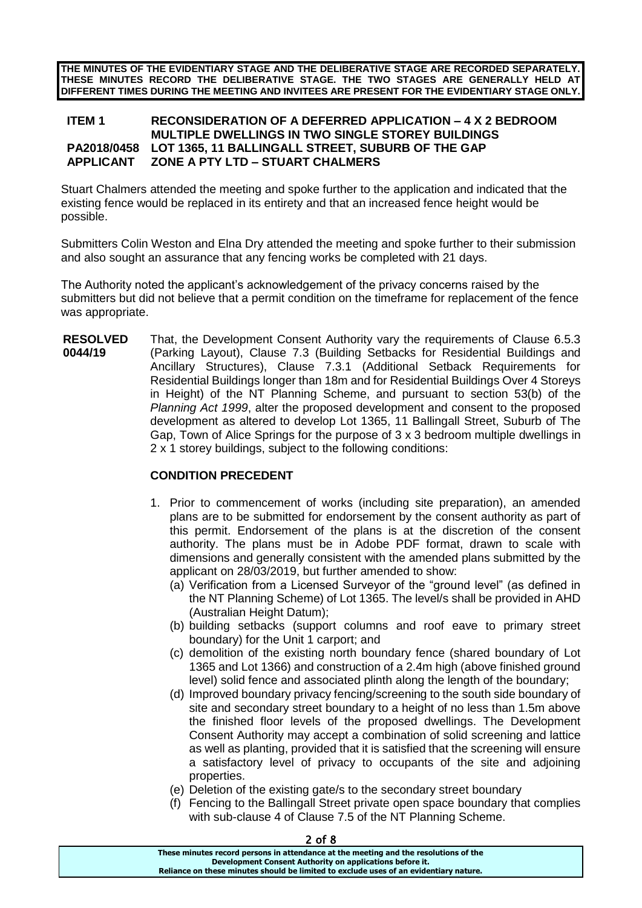**THE MINUTES OF THE EVIDENTIARY STAGE AND THE DELIBERATIVE STAGE ARE RECORDED SEPARATELY. THESE MINUTES RECORD THE DELIBERATIVE STAGE. THE TWO STAGES ARE GENERALLY HELD AT DIFFERENT TIMES DURING THE MEETING AND INVITEES ARE PRESENT FOR THE EVIDENTIARY STAGE ONLY.**

**ITEM 1 RECONSIDERATION OF A DEFERRED APPLICATION – 4 X 2 BEDROOM MULTIPLE DWELLINGS IN TWO SINGLE STOREY BUILDINGS**
**PA2018/0458 LOT 1365, 11 BALLINGALL STREET, SUBURB OF THE GAP**
**APPLICANT ZONE A PTY LTD – STUART CHALMERS**

Stuart Chalmers attended the meeting and spoke further to the application and indicated that the existing fence would be replaced in its entirety and that an increased fence height would be possible.

Submitters Colin Weston and Elna Dry attended the meeting and spoke further to their submission and also sought an assurance that any fencing works be completed with 21 days.

The Authority noted the applicant's acknowledgement of the privacy concerns raised by the submitters but did not believe that a permit condition on the timeframe for replacement of the fence was appropriate.

**RESOLVED 0044/19** That, the Development Consent Authority vary the requirements of Clause 6.5.3 (Parking Layout), Clause 7.3 (Building Setbacks for Residential Buildings and Ancillary Structures), Clause 7.3.1 (Additional Setback Requirements for Residential Buildings longer than 18m and for Residential Buildings Over 4 Storeys in Height) of the NT Planning Scheme, and pursuant to section 53(b) of the *Planning Act 1999*, alter the proposed development and consent to the proposed development as altered to develop Lot 1365, 11 Ballingall Street, Suburb of The Gap, Town of Alice Springs for the purpose of 3 x 3 bedroom multiple dwellings in 2 x 1 storey buildings, subject to the following conditions:

**CONDITION PRECEDENT**

1. Prior to commencement of works (including site preparation), an amended plans are to be submitted for endorsement by the consent authority as part of this permit. Endorsement of the plans is at the discretion of the consent authority. The plans must be in Adobe PDF format, drawn to scale with dimensions and generally consistent with the amended plans submitted by the applicant on 28/03/2019, but further amended to show:
   (a) Verification from a Licensed Surveyor of the "ground level" (as defined in the NT Planning Scheme) of Lot 1365. The level/s shall be provided in AHD (Australian Height Datum);
   (b) building setbacks (support columns and roof eave to primary street boundary) for the Unit 1 carport; and
   (c) demolition of the existing north boundary fence (shared boundary of Lot 1365 and Lot 1366) and construction of a 2.4m high (above finished ground level) solid fence and associated plinth along the length of the boundary;
   (d) Improved boundary privacy fencing/screening to the south side boundary of site and secondary street boundary to a height of no less than 1.5m above the finished floor levels of the proposed dwellings. The Development Consent Authority may accept a combination of solid screening and lattice as well as planting, provided that it is satisfied that the screening will ensure a satisfactory level of privacy to occupants of the site and adjoining properties.
   (e) Deletion of the existing gate/s to the secondary street boundary
   (f) Fencing to the Ballingall Street private open space boundary that complies with sub-clause 4 of Clause 7.5 of the NT Planning Scheme.

These minutes record persons in attendance at the meeting and the resolutions of the Development Consent Authority on applications before it.
Reliance on these minutes should be limited to exclude uses of an evidentiary nature.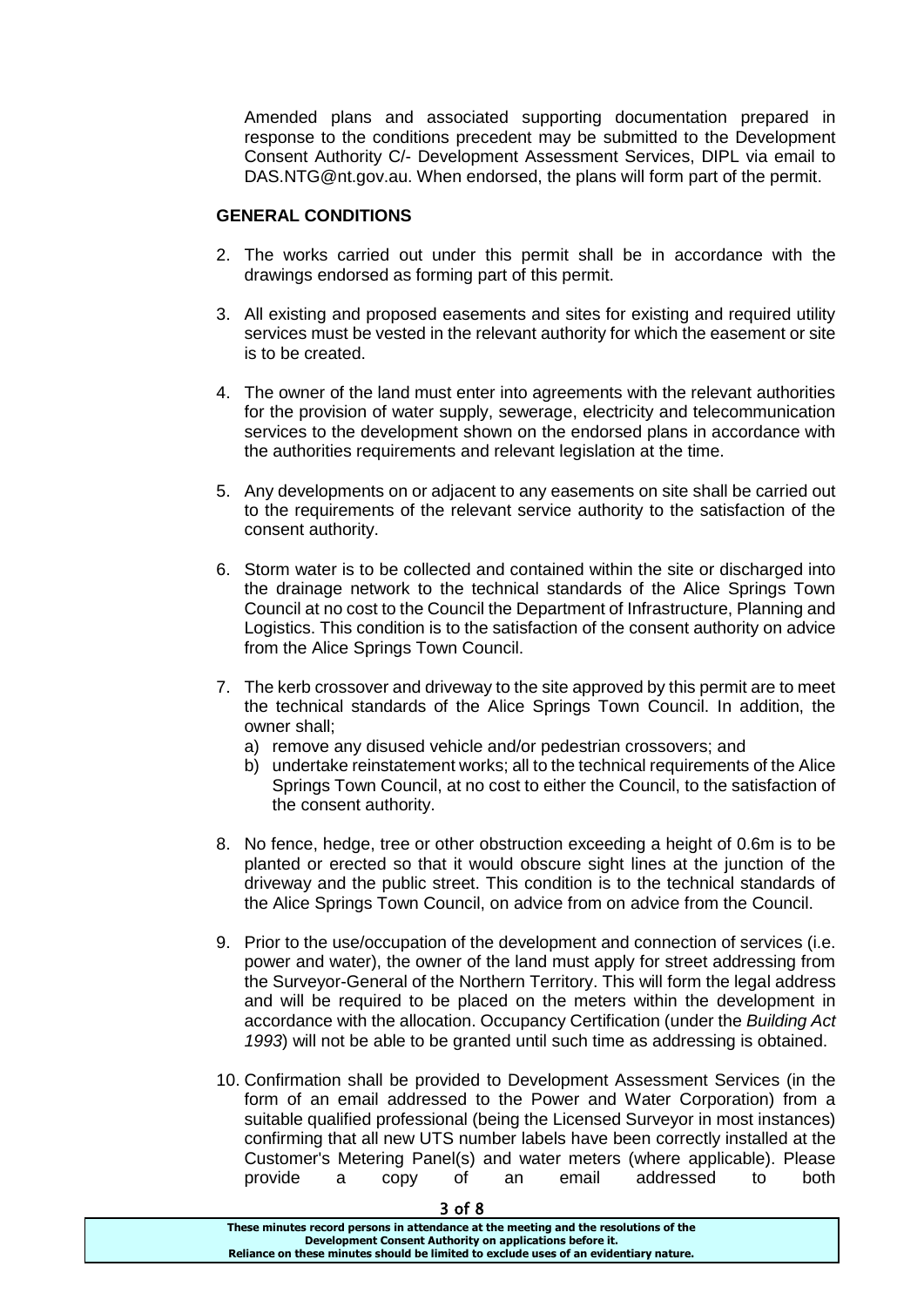Amended plans and associated supporting documentation prepared in response to the conditions precedent may be submitted to the Development Consent Authority C/- Development Assessment Services, DIPL via email to DAS.NTG@nt.gov.au. When endorsed, the plans will form part of the permit.

**GENERAL CONDITIONS**

2. The works carried out under this permit shall be in accordance with the drawings endorsed as forming part of this permit.

3. All existing and proposed easements and sites for existing and required utility services must be vested in the relevant authority for which the easement or site is to be created.

4. The owner of the land must enter into agreements with the relevant authorities for the provision of water supply, sewerage, electricity and telecommunication services to the development shown on the endorsed plans in accordance with the authorities requirements and relevant legislation at the time.

5. Any developments on or adjacent to any easements on site shall be carried out to the requirements of the relevant service authority to the satisfaction of the consent authority.

6. Storm water is to be collected and contained within the site or discharged into the drainage network to the technical standards of the Alice Springs Town Council at no cost to the Council the Department of Infrastructure, Planning and Logistics. This condition is to the satisfaction of the consent authority on advice from the Alice Springs Town Council.

7. The kerb crossover and driveway to the site approved by this permit are to meet the technical standards of the Alice Springs Town Council. In addition, the owner shall;
   a) remove any disused vehicle and/or pedestrian crossovers; and
   b) undertake reinstatement works; all to the technical requirements of the Alice Springs Town Council, at no cost to either the Council, to the satisfaction of the consent authority.

8. No fence, hedge, tree or other obstruction exceeding a height of 0.6m is to be planted or erected so that it would obscure sight lines at the junction of the driveway and the public street. This condition is to the technical standards of the Alice Springs Town Council, on advice from on advice from the Council.

9. Prior to the use/occupation of the development and connection of services (i.e. power and water), the owner of the land must apply for street addressing from the Surveyor-General of the Northern Territory. This will form the legal address and will be required to be placed on the meters within the development in accordance with the allocation. Occupancy Certification (under the *Building Act 1993*) will not be able to be granted until such time as addressing is obtained.

10. Confirmation shall be provided to Development Assessment Services (in the form of an email addressed to the Power and Water Corporation) from a suitable qualified professional (being the Licensed Surveyor in most instances) confirming that all new UTS number labels have been correctly installed at the Customer's Metering Panel(s) and water meters (where applicable). Please provide a copy of an email addressed to both

**These minutes record persons in attendance at the meeting and the resolutions of the Development Consent Authority on applications before it. Reliance on these minutes should be limited to exclude uses of an evidentiary nature.**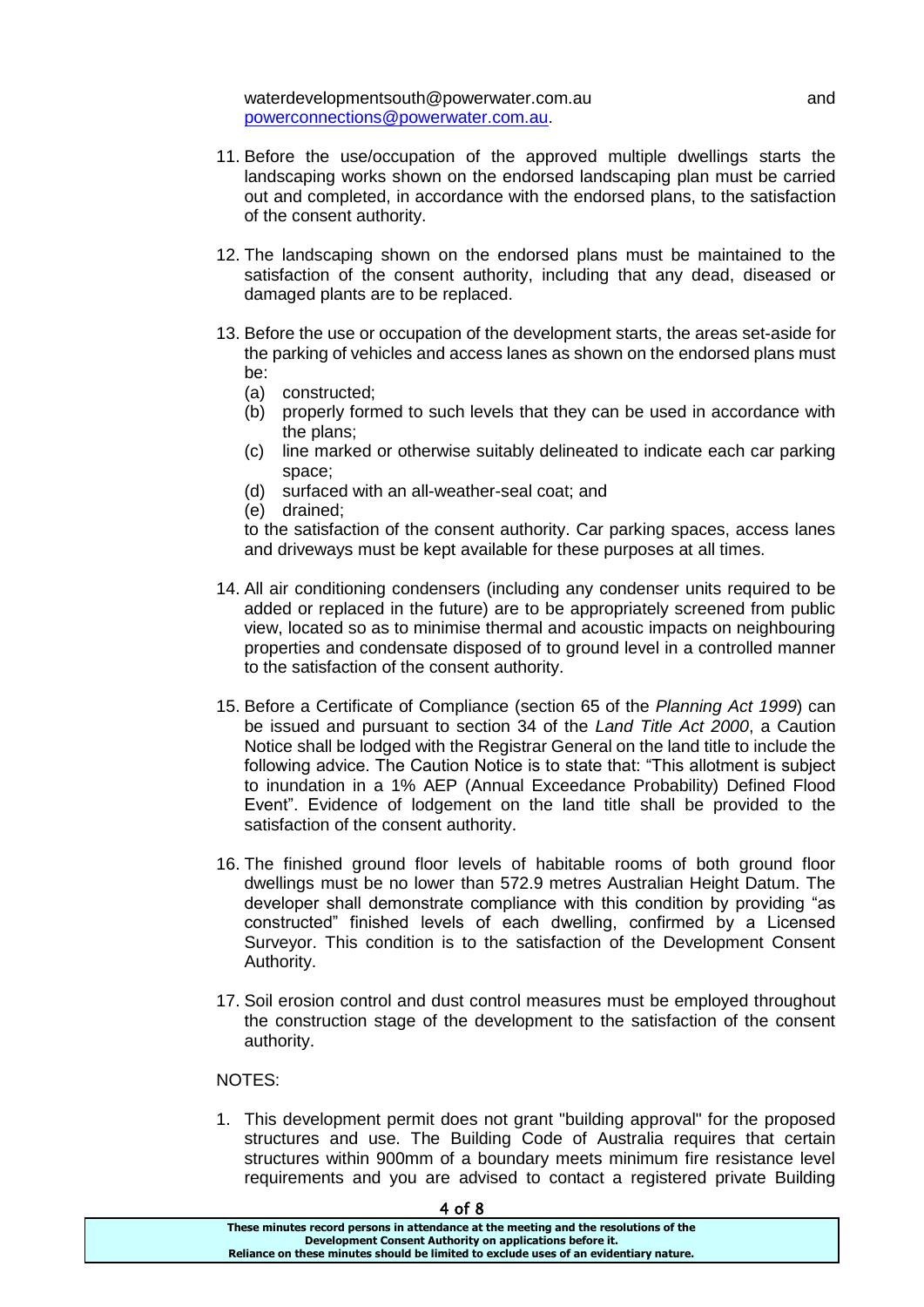waterdevelopmentsouth@powerwater.com.au and powerconnections@powerwater.com.au.

11. Before the use/occupation of the approved multiple dwellings starts the landscaping works shown on the endorsed landscaping plan must be carried out and completed, in accordance with the endorsed plans, to the satisfaction of the consent authority.

12. The landscaping shown on the endorsed plans must be maintained to the satisfaction of the consent authority, including that any dead, diseased or damaged plants are to be replaced.

13. Before the use or occupation of the development starts, the areas set-aside for the parking of vehicles and access lanes as shown on the endorsed plans must be:
    (a) constructed;
    (b) properly formed to such levels that they can be used in accordance with the plans;
    (c) line marked or otherwise suitably delineated to indicate each car parking space;
    (d) surfaced with an all-weather-seal coat; and
    (e) drained;

    to the satisfaction of the consent authority. Car parking spaces, access lanes and driveways must be kept available for these purposes at all times.

14. All air conditioning condensers (including any condenser units required to be added or replaced in the future) are to be appropriately screened from public view, located so as to minimise thermal and acoustic impacts on neighbouring properties and condensate disposed of to ground level in a controlled manner to the satisfaction of the consent authority.

15. Before a Certificate of Compliance (section 65 of the *Planning Act 1999*) can be issued and pursuant to section 34 of the *Land Title Act 2000*, a Caution Notice shall be lodged with the Registrar General on the land title to include the following advice. The Caution Notice is to state that: "This allotment is subject to inundation in a 1% AEP (Annual Exceedance Probability) Defined Flood Event". Evidence of lodgement on the land title shall be provided to the satisfaction of the consent authority.

16. The finished ground floor levels of habitable rooms of both ground floor dwellings must be no lower than 572.9 metres Australian Height Datum. The developer shall demonstrate compliance with this condition by providing "as constructed" finished levels of each dwelling, confirmed by a Licensed Surveyor. This condition is to the satisfaction of the Development Consent Authority.

17. Soil erosion control and dust control measures must be employed throughout the construction stage of the development to the satisfaction of the consent authority.

NOTES:

1. This development permit does not grant "building approval" for the proposed structures and use. The Building Code of Australia requires that certain structures within 900mm of a boundary meets minimum fire resistance level requirements and you are advised to contact a registered private Building

These minutes record persons in attendance at the meeting and the resolutions of the Development Consent Authority on applications before it.
Reliance on these minutes should be limited to exclude uses of an evidentiary nature.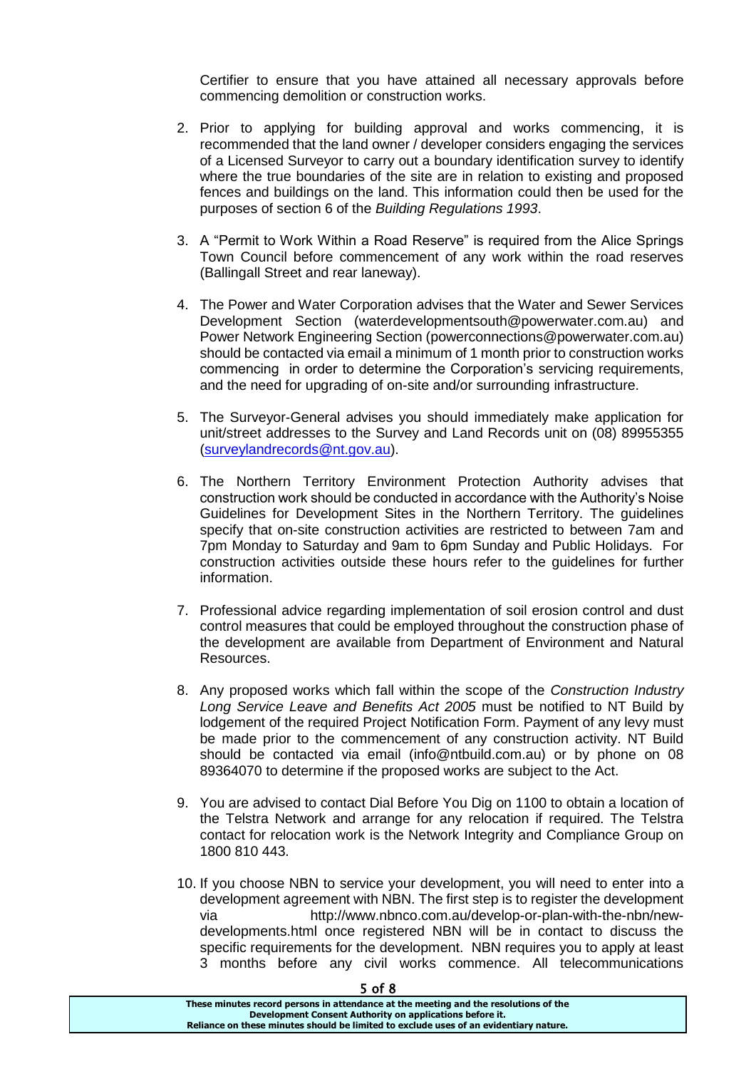Certifier to ensure that you have attained all necessary approvals before commencing demolition or construction works.

2. Prior to applying for building approval and works commencing, it is recommended that the land owner / developer considers engaging the services of a Licensed Surveyor to carry out a boundary identification survey to identify where the true boundaries of the site are in relation to existing and proposed fences and buildings on the land. This information could then be used for the purposes of section 6 of the *Building Regulations 1993*.

3. A "Permit to Work Within a Road Reserve" is required from the Alice Springs Town Council before commencement of any work within the road reserves (Ballingall Street and rear laneway).

4. The Power and Water Corporation advises that the Water and Sewer Services Development Section (waterdevelopmentsouth@powerwater.com.au) and Power Network Engineering Section (powerconnections@powerwater.com.au) should be contacted via email a minimum of 1 month prior to construction works commencing in order to determine the Corporation's servicing requirements, and the need for upgrading of on-site and/or surrounding infrastructure.

5. The Surveyor-General advises you should immediately make application for unit/street addresses to the Survey and Land Records unit on (08) 89955355 (surveylandrecords@nt.gov.au).

6. The Northern Territory Environment Protection Authority advises that construction work should be conducted in accordance with the Authority's Noise Guidelines for Development Sites in the Northern Territory. The guidelines specify that on-site construction activities are restricted to between 7am and 7pm Monday to Saturday and 9am to 6pm Sunday and Public Holidays. For construction activities outside these hours refer to the guidelines for further information.

7. Professional advice regarding implementation of soil erosion control and dust control measures that could be employed throughout the construction phase of the development are available from Department of Environment and Natural Resources.

8. Any proposed works which fall within the scope of the *Construction Industry Long Service Leave and Benefits Act 2005* must be notified to NT Build by lodgement of the required Project Notification Form. Payment of any levy must be made prior to the commencement of any construction activity. NT Build should be contacted via email (info@ntbuild.com.au) or by phone on 08 89364070 to determine if the proposed works are subject to the Act.

9. You are advised to contact Dial Before You Dig on 1100 to obtain a location of the Telstra Network and arrange for any relocation if required. The Telstra contact for relocation work is the Network Integrity and Compliance Group on 1800 810 443.

10. If you choose NBN to service your development, you will need to enter into a development agreement with NBN. The first step is to register the development via http://www.nbnco.com.au/develop-or-plan-with-the-nbn/new-developments.html once registered NBN will be in contact to discuss the specific requirements for the development. NBN requires you to apply at least 3 months before any civil works commence. All telecommunications

**These minutes record persons in attendance at the meeting and the resolutions of the Development Consent Authority on applications before it. Reliance on these minutes should be limited to exclude uses of an evidentiary nature.**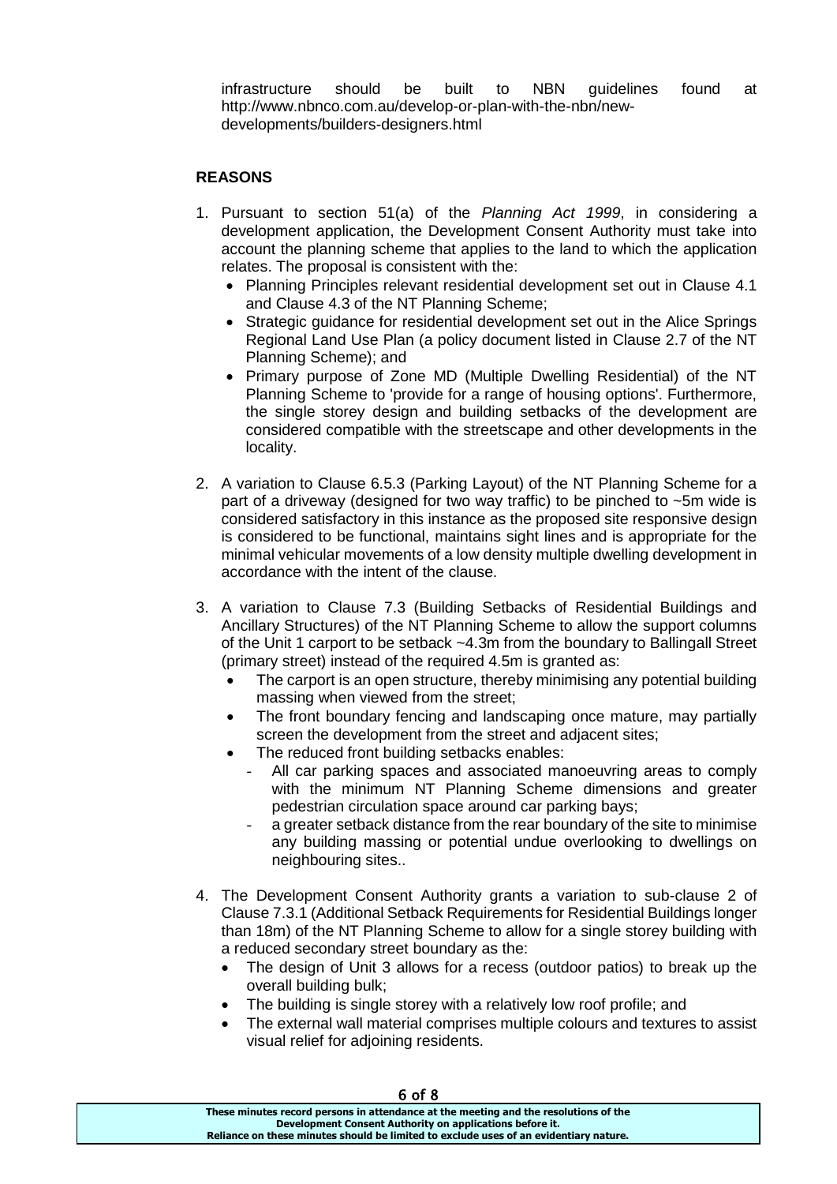infrastructure should be built to NBN guidelines found at http://www.nbnco.com.au/develop-or-plan-with-the-nbn/new-developments/builders-designers.html

**REASONS**

1. Pursuant to section 51(a) of the *Planning Act 1999*, in considering a development application, the Development Consent Authority must take into account the planning scheme that applies to the land to which the application relates. The proposal is consistent with the:
   - Planning Principles relevant residential development set out in Clause 4.1 and Clause 4.3 of the NT Planning Scheme;
   - Strategic guidance for residential development set out in the Alice Springs Regional Land Use Plan (a policy document listed in Clause 2.7 of the NT Planning Scheme); and
   - Primary purpose of Zone MD (Multiple Dwelling Residential) of the NT Planning Scheme to 'provide for a range of housing options'. Furthermore, the single storey design and building setbacks of the development are considered compatible with the streetscape and other developments in the locality.

2. A variation to Clause 6.5.3 (Parking Layout) of the NT Planning Scheme for a part of a driveway (designed for two way traffic) to be pinched to ~5m wide is considered satisfactory in this instance as the proposed site responsive design is considered to be functional, maintains sight lines and is appropriate for the minimal vehicular movements of a low density multiple dwelling development in accordance with the intent of the clause.

3. A variation to Clause 7.3 (Building Setbacks of Residential Buildings and Ancillary Structures) of the NT Planning Scheme to allow the support columns of the Unit 1 carport to be setback ~4.3m from the boundary to Ballingall Street (primary street) instead of the required 4.5m is granted as:
   - The carport is an open structure, thereby minimising any potential building massing when viewed from the street;
   - The front boundary fencing and landscaping once mature, may partially screen the development from the street and adjacent sites;
   - The reduced front building setbacks enables:
     - All car parking spaces and associated manoeuvring areas to comply with the minimum NT Planning Scheme dimensions and greater pedestrian circulation space around car parking bays;
     - a greater setback distance from the rear boundary of the site to minimise any building massing or potential undue overlooking to dwellings on neighbouring sites..

4. The Development Consent Authority grants a variation to sub-clause 2 of Clause 7.3.1 (Additional Setback Requirements for Residential Buildings longer than 18m) of the NT Planning Scheme to allow for a single storey building with a reduced secondary street boundary as the:
   - The design of Unit 3 allows for a recess (outdoor patios) to break up the overall building bulk;
   - The building is single storey with a relatively low roof profile; and
   - The external wall material comprises multiple colours and textures to assist visual relief for adjoining residents.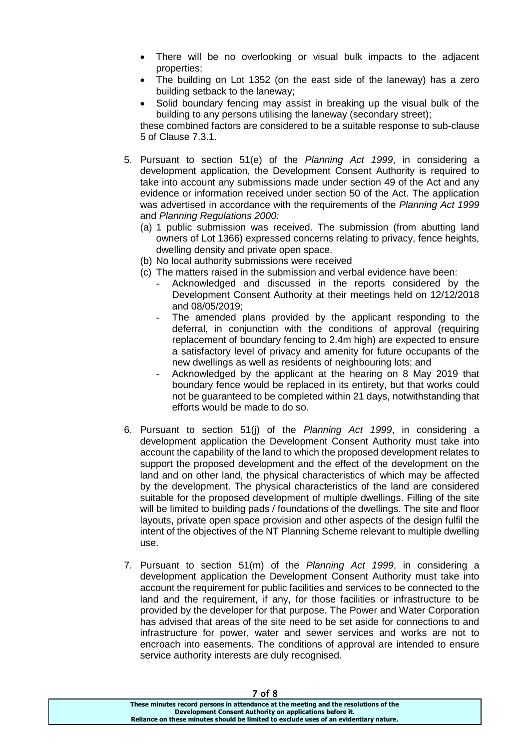- There will be no overlooking or visual bulk impacts to the adjacent properties;
- The building on Lot 1352 (on the east side of the laneway) has a zero building setback to the laneway;
- Solid boundary fencing may assist in breaking up the visual bulk of the building to any persons utilising the laneway (secondary street);

these combined factors are considered to be a suitable response to sub-clause 5 of Clause 7.3.1.

5. Pursuant to section 51(e) of the *Planning Act 1999*, in considering a development application, the Development Consent Authority is required to take into account any submissions made under section 49 of the Act and any evidence or information received under section 50 of the Act. The application was advertised in accordance with the requirements of the *Planning Act 1999* and *Planning Regulations 2000:*
   (a) 1 public submission was received. The submission (from abutting land owners of Lot 1366) expressed concerns relating to privacy, fence heights, dwelling density and private open space.
   (b) No local authority submissions were received
   (c) The matters raised in the submission and verbal evidence have been:
      - Acknowledged and discussed in the reports considered by the Development Consent Authority at their meetings held on 12/12/2018 and 08/05/2019;
      - The amended plans provided by the applicant responding to the deferral, in conjunction with the conditions of approval (requiring replacement of boundary fencing to 2.4m high) are expected to ensure a satisfactory level of privacy and amenity for future occupants of the new dwellings as well as residents of neighbouring lots; and
      - Acknowledged by the applicant at the hearing on 8 May 2019 that boundary fence would be replaced in its entirety, but that works could not be guaranteed to be completed within 21 days, notwithstanding that efforts would be made to do so.

6. Pursuant to section 51(j) of the *Planning Act 1999*, in considering a development application the Development Consent Authority must take into account the capability of the land to which the proposed development relates to support the proposed development and the effect of the development on the land and on other land, the physical characteristics of which may be affected by the development. The physical characteristics of the land are considered suitable for the proposed development of multiple dwellings. Filling of the site will be limited to building pads / foundations of the dwellings. The site and floor layouts, private open space provision and other aspects of the design fulfil the intent of the objectives of the NT Planning Scheme relevant to multiple dwelling use.

7. Pursuant to section 51(m) of the *Planning Act 1999*, in considering a development application the Development Consent Authority must take into account the requirement for public facilities and services to be connected to the land and the requirement, if any, for those facilities or infrastructure to be provided by the developer for that purpose. The Power and Water Corporation has advised that areas of the site need to be set aside for connections to and infrastructure for power, water and sewer services and works are not to encroach into easements. The conditions of approval are intended to ensure service authority interests are duly recognised.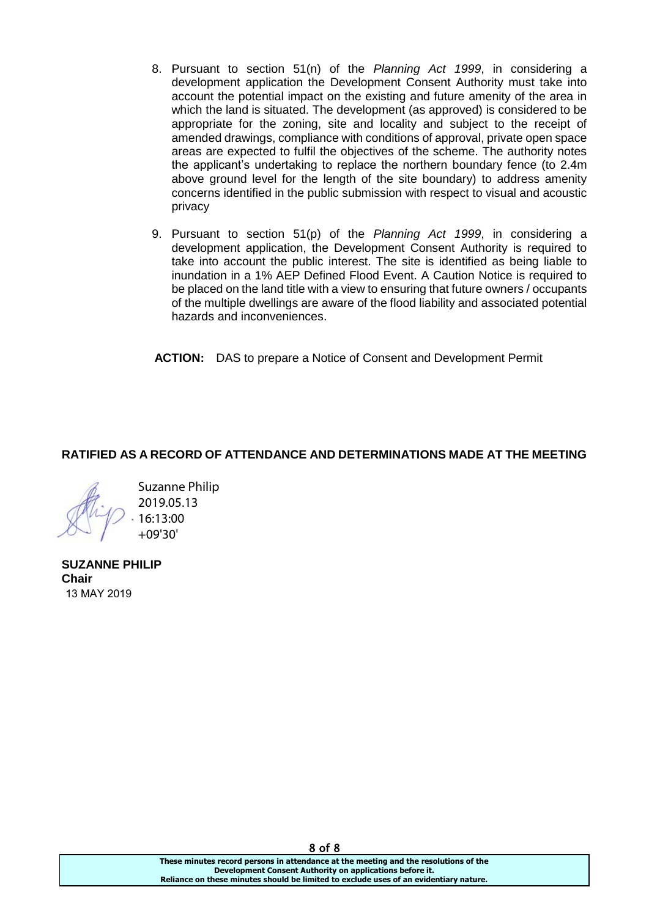8. Pursuant to section 51(n) of the *Planning Act 1999*, in considering a development application the Development Consent Authority must take into account the potential impact on the existing and future amenity of the area in which the land is situated. The development (as approved) is considered to be appropriate for the zoning, site and locality and subject to the receipt of amended drawings, compliance with conditions of approval, private open space areas are expected to fulfil the objectives of the scheme. The authority notes the applicant's undertaking to replace the northern boundary fence (to 2.4m above ground level for the length of the site boundary) to address amenity concerns identified in the public submission with respect to visual and acoustic privacy

9. Pursuant to section 51(p) of the *Planning Act 1999*, in considering a development application, the Development Consent Authority is required to take into account the public interest. The site is identified as being liable to inundation in a 1% AEP Defined Flood Event. A Caution Notice is required to be placed on the land title with a view to ensuring that future owners / occupants of the multiple dwellings are aware of the flood liability and associated potential hazards and inconveniences.

**ACTION:** DAS to prepare a Notice of Consent and Development Permit

**RATIFIED AS A RECORD OF ATTENDANCE AND DETERMINATIONS MADE AT THE MEETING**

Suzanne Philip
2019.05.13
16:13:00
+09'30'

**SUZANNE PHILIP**
**Chair**
13 MAY 2019

**These minutes record persons in attendance at the meeting and the resolutions of the Development Consent Authority on applications before it. Reliance on these minutes should be limited to exclude uses of an evidentiary nature.**